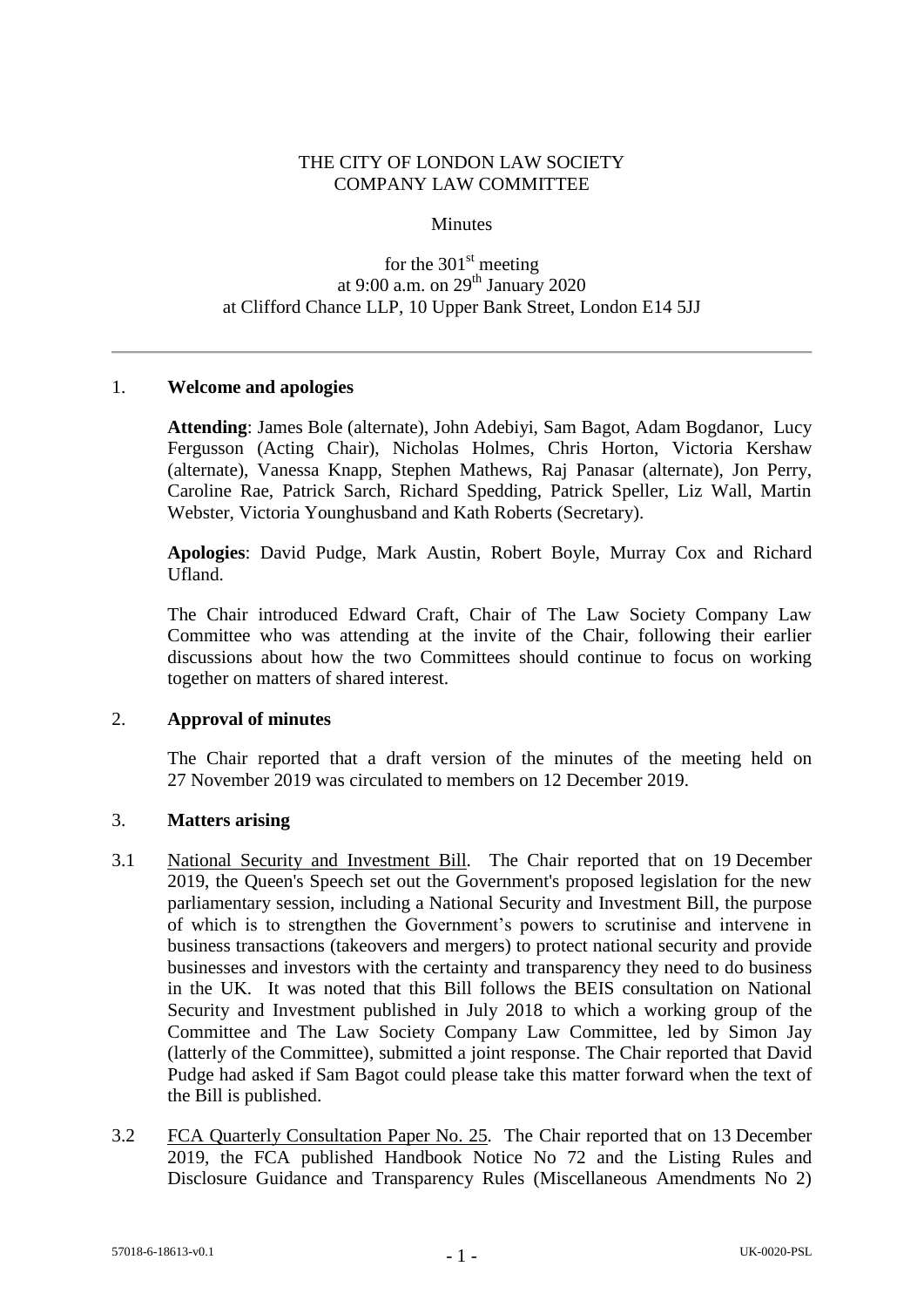# THE CITY OF LONDON LAW SOCIETY
# COMPANY LAW COMMITTEE

Minutes

for the 301st meeting
at 9:00 a.m. on 29th January 2020
at Clifford Chance LLP, 10 Upper Bank Street, London E14 5JJ

---

## 1. Welcome and apologies

**Attending**: James Bole (alternate), John Adebiyi, Sam Bagot, Adam Bogdanor, Lucy Fergusson (Acting Chair), Nicholas Holmes, Chris Horton, Victoria Kershaw (alternate), Vanessa Knapp, Stephen Mathews, Raj Panasar (alternate), Jon Perry, Caroline Rae, Patrick Sarch, Richard Spedding, Patrick Speller, Liz Wall, Martin Webster, Victoria Younghusband and Kath Roberts (Secretary).

**Apologies**: David Pudge, Mark Austin, Robert Boyle, Murray Cox and Richard Ufland.

The Chair introduced Edward Craft, Chair of The Law Society Company Law Committee who was attending at the invite of the Chair, following their earlier discussions about how the two Committees should continue to focus on working together on matters of shared interest.

## 2. Approval of minutes

The Chair reported that a draft version of the minutes of the meeting held on 27 November 2019 was circulated to members on 12 December 2019.

## 3. Matters arising

3.1 National Security and Investment Bill. The Chair reported that on 19 December 2019, the Queen's Speech set out the Government's proposed legislation for the new parliamentary session, including a National Security and Investment Bill, the purpose of which is to strengthen the Government's powers to scrutinise and intervene in business transactions (takeovers and mergers) to protect national security and provide businesses and investors with the certainty and transparency they need to do business in the UK. It was noted that this Bill follows the BEIS consultation on National Security and Investment published in July 2018 to which a working group of the Committee and The Law Society Company Law Committee, led by Simon Jay (latterly of the Committee), submitted a joint response. The Chair reported that David Pudge had asked if Sam Bagot could please take this matter forward when the text of the Bill is published.

3.2 FCA Quarterly Consultation Paper No. 25. The Chair reported that on 13 December 2019, the FCA published Handbook Notice No 72 and the Listing Rules and Disclosure Guidance and Transparency Rules (Miscellaneous Amendments No 2)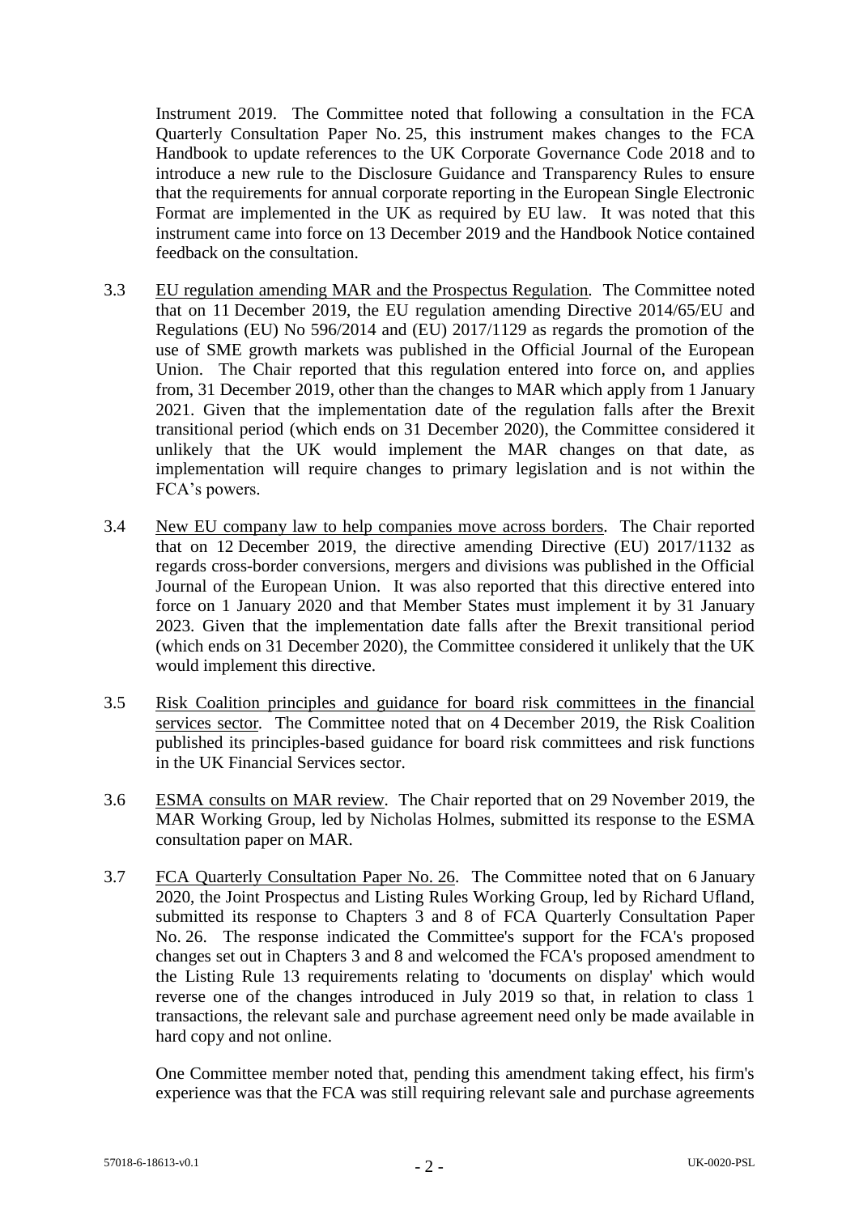Instrument 2019. The Committee noted that following a consultation in the FCA Quarterly Consultation Paper No. 25, this instrument makes changes to the FCA Handbook to update references to the UK Corporate Governance Code 2018 and to introduce a new rule to the Disclosure Guidance and Transparency Rules to ensure that the requirements for annual corporate reporting in the European Single Electronic Format are implemented in the UK as required by EU law. It was noted that this instrument came into force on 13 December 2019 and the Handbook Notice contained feedback on the consultation.

3.3 EU regulation amending MAR and the Prospectus Regulation. The Committee noted that on 11 December 2019, the EU regulation amending Directive 2014/65/EU and Regulations (EU) No 596/2014 and (EU) 2017/1129 as regards the promotion of the use of SME growth markets was published in the Official Journal of the European Union. The Chair reported that this regulation entered into force on, and applies from, 31 December 2019, other than the changes to MAR which apply from 1 January 2021. Given that the implementation date of the regulation falls after the Brexit transitional period (which ends on 31 December 2020), the Committee considered it unlikely that the UK would implement the MAR changes on that date, as implementation will require changes to primary legislation and is not within the FCA's powers.

3.4 New EU company law to help companies move across borders. The Chair reported that on 12 December 2019, the directive amending Directive (EU) 2017/1132 as regards cross-border conversions, mergers and divisions was published in the Official Journal of the European Union. It was also reported that this directive entered into force on 1 January 2020 and that Member States must implement it by 31 January 2023. Given that the implementation date falls after the Brexit transitional period (which ends on 31 December 2020), the Committee considered it unlikely that the UK would implement this directive.

3.5 Risk Coalition principles and guidance for board risk committees in the financial services sector. The Committee noted that on 4 December 2019, the Risk Coalition published its principles-based guidance for board risk committees and risk functions in the UK Financial Services sector.

3.6 ESMA consults on MAR review. The Chair reported that on 29 November 2019, the MAR Working Group, led by Nicholas Holmes, submitted its response to the ESMA consultation paper on MAR.

3.7 FCA Quarterly Consultation Paper No. 26. The Committee noted that on 6 January 2020, the Joint Prospectus and Listing Rules Working Group, led by Richard Ufland, submitted its response to Chapters 3 and 8 of FCA Quarterly Consultation Paper No. 26. The response indicated the Committee's support for the FCA's proposed changes set out in Chapters 3 and 8 and welcomed the FCA's proposed amendment to the Listing Rule 13 requirements relating to 'documents on display' which would reverse one of the changes introduced in July 2019 so that, in relation to class 1 transactions, the relevant sale and purchase agreement need only be made available in hard copy and not online.

One Committee member noted that, pending this amendment taking effect, his firm's experience was that the FCA was still requiring relevant sale and purchase agreements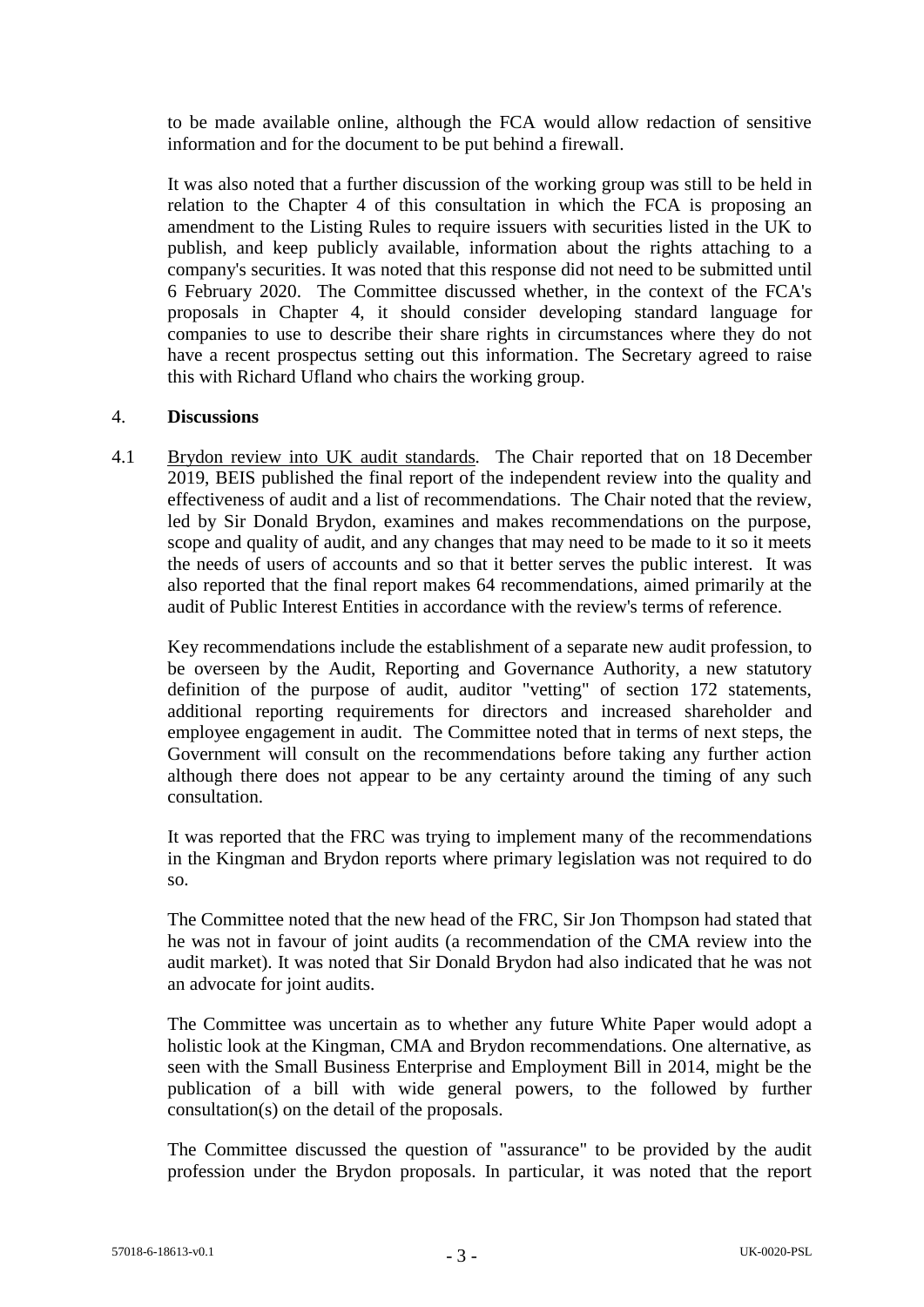to be made available online, although the FCA would allow redaction of sensitive information and for the document to be put behind a firewall.

It was also noted that a further discussion of the working group was still to be held in relation to the Chapter 4 of this consultation in which the FCA is proposing an amendment to the Listing Rules to require issuers with securities listed in the UK to publish, and keep publicly available, information about the rights attaching to a company's securities. It was noted that this response did not need to be submitted until 6 February 2020. The Committee discussed whether, in the context of the FCA's proposals in Chapter 4, it should consider developing standard language for companies to use to describe their share rights in circumstances where they do not have a recent prospectus setting out this information. The Secretary agreed to raise this with Richard Ufland who chairs the working group.

## 4. Discussions

4.1 Brydon review into UK audit standards. The Chair reported that on 18 December 2019, BEIS published the final report of the independent review into the quality and effectiveness of audit and a list of recommendations. The Chair noted that the review, led by Sir Donald Brydon, examines and makes recommendations on the purpose, scope and quality of audit, and any changes that may need to be made to it so it meets the needs of users of accounts and so that it better serves the public interest. It was also reported that the final report makes 64 recommendations, aimed primarily at the audit of Public Interest Entities in accordance with the review's terms of reference.

Key recommendations include the establishment of a separate new audit profession, to be overseen by the Audit, Reporting and Governance Authority, a new statutory definition of the purpose of audit, auditor "vetting" of section 172 statements, additional reporting requirements for directors and increased shareholder and employee engagement in audit. The Committee noted that in terms of next steps, the Government will consult on the recommendations before taking any further action although there does not appear to be any certainty around the timing of any such consultation.

It was reported that the FRC was trying to implement many of the recommendations in the Kingman and Brydon reports where primary legislation was not required to do so.

The Committee noted that the new head of the FRC, Sir Jon Thompson had stated that he was not in favour of joint audits (a recommendation of the CMA review into the audit market). It was noted that Sir Donald Brydon had also indicated that he was not an advocate for joint audits.

The Committee was uncertain as to whether any future White Paper would adopt a holistic look at the Kingman, CMA and Brydon recommendations. One alternative, as seen with the Small Business Enterprise and Employment Bill in 2014, might be the publication of a bill with wide general powers, to the followed by further consultation(s) on the detail of the proposals.

The Committee discussed the question of "assurance" to be provided by the audit profession under the Brydon proposals. In particular, it was noted that the report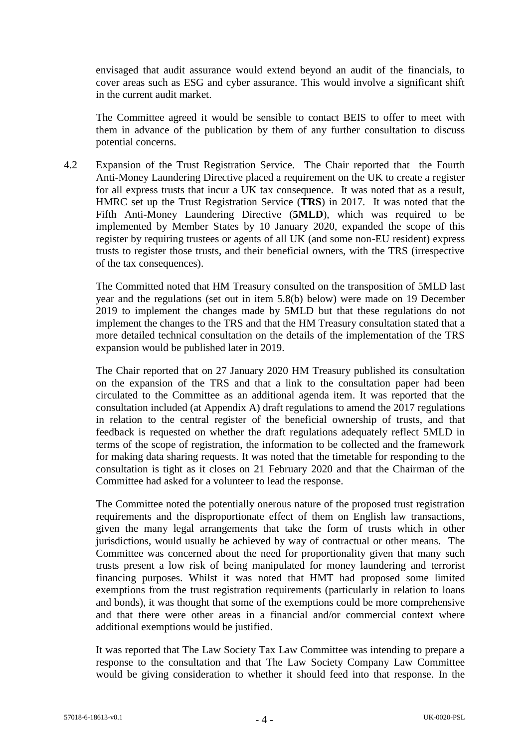envisaged that audit assurance would extend beyond an audit of the financials, to cover areas such as ESG and cyber assurance. This would involve a significant shift in the current audit market.

The Committee agreed it would be sensible to contact BEIS to offer to meet with them in advance of the publication by them of any further consultation to discuss potential concerns.

4.2 Expansion of the Trust Registration Service. The Chair reported that the Fourth Anti-Money Laundering Directive placed a requirement on the UK to create a register for all express trusts that incur a UK tax consequence. It was noted that as a result, HMRC set up the Trust Registration Service (**TRS**) in 2017. It was noted that the Fifth Anti-Money Laundering Directive (**5MLD**), which was required to be implemented by Member States by 10 January 2020, expanded the scope of this register by requiring trustees or agents of all UK (and some non-EU resident) express trusts to register those trusts, and their beneficial owners, with the TRS (irrespective of the tax consequences).

The Committed noted that HM Treasury consulted on the transposition of 5MLD last year and the regulations (set out in item 5.8(b) below) were made on 19 December 2019 to implement the changes made by 5MLD but that these regulations do not implement the changes to the TRS and that the HM Treasury consultation stated that a more detailed technical consultation on the details of the implementation of the TRS expansion would be published later in 2019.

The Chair reported that on 27 January 2020 HM Treasury published its consultation on the expansion of the TRS and that a link to the consultation paper had been circulated to the Committee as an additional agenda item. It was reported that the consultation included (at Appendix A) draft regulations to amend the 2017 regulations in relation to the central register of the beneficial ownership of trusts, and that feedback is requested on whether the draft regulations adequately reflect 5MLD in terms of the scope of registration, the information to be collected and the framework for making data sharing requests. It was noted that the timetable for responding to the consultation is tight as it closes on 21 February 2020 and that the Chairman of the Committee had asked for a volunteer to lead the response.

The Committee noted the potentially onerous nature of the proposed trust registration requirements and the disproportionate effect of them on English law transactions, given the many legal arrangements that take the form of trusts which in other jurisdictions, would usually be achieved by way of contractual or other means. The Committee was concerned about the need for proportionality given that many such trusts present a low risk of being manipulated for money laundering and terrorist financing purposes. Whilst it was noted that HMT had proposed some limited exemptions from the trust registration requirements (particularly in relation to loans and bonds), it was thought that some of the exemptions could be more comprehensive and that there were other areas in a financial and/or commercial context where additional exemptions would be justified.

It was reported that The Law Society Tax Law Committee was intending to prepare a response to the consultation and that The Law Society Company Law Committee would be giving consideration to whether it should feed into that response. In the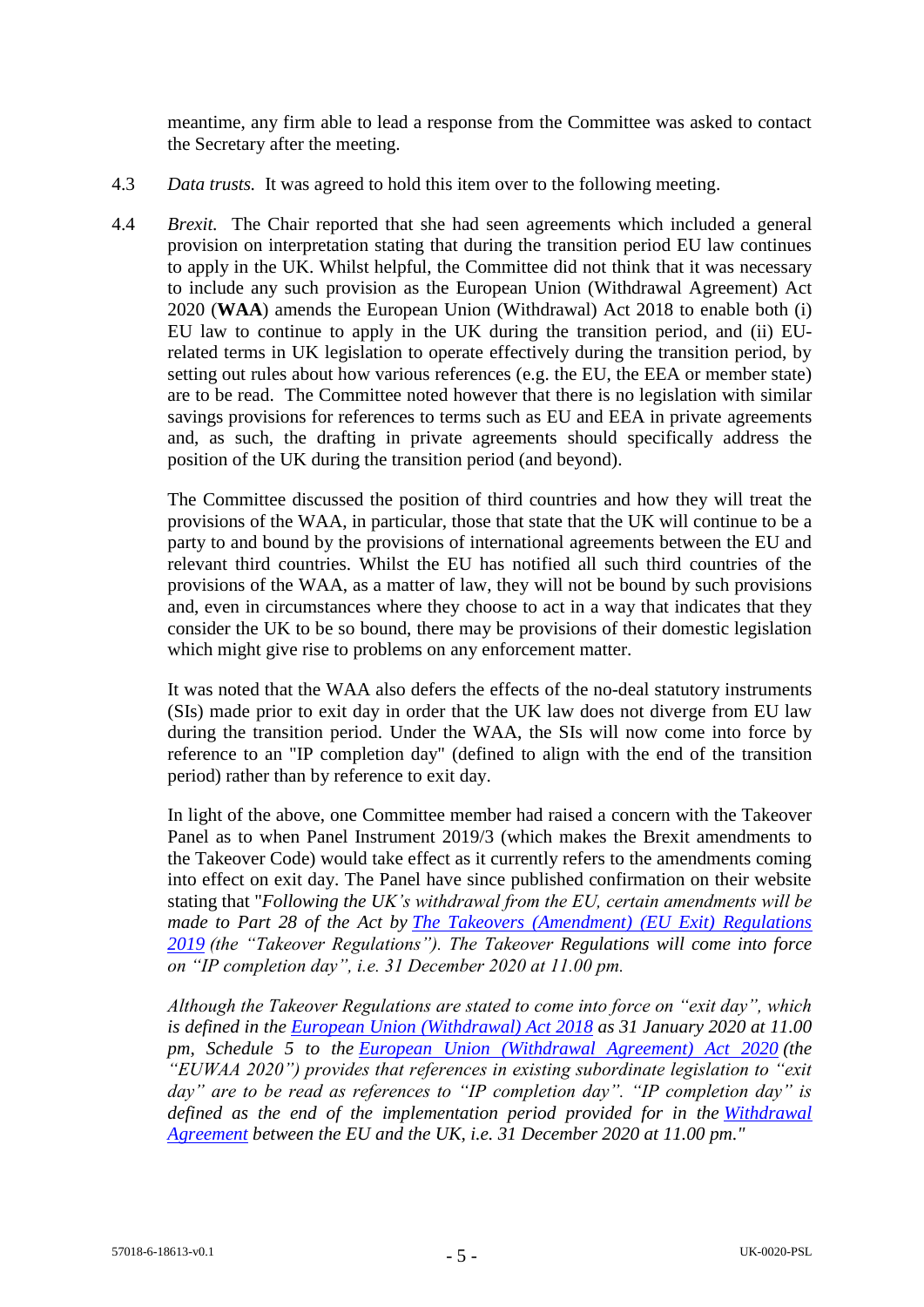meantime, any firm able to lead a response from the Committee was asked to contact the Secretary after the meeting.

4.3 *Data trusts.* It was agreed to hold this item over to the following meeting.

4.4 *Brexit.* The Chair reported that she had seen agreements which included a general provision on interpretation stating that during the transition period EU law continues to apply in the UK. Whilst helpful, the Committee did not think that it was necessary to include any such provision as the European Union (Withdrawal Agreement) Act 2020 (**WAA**) amends the European Union (Withdrawal) Act 2018 to enable both (i) EU law to continue to apply in the UK during the transition period, and (ii) EU-related terms in UK legislation to operate effectively during the transition period, by setting out rules about how various references (e.g. the EU, the EEA or member state) are to be read. The Committee noted however that there is no legislation with similar savings provisions for references to terms such as EU and EEA in private agreements and, as such, the drafting in private agreements should specifically address the position of the UK during the transition period (and beyond).

The Committee discussed the position of third countries and how they will treat the provisions of the WAA, in particular, those that state that the UK will continue to be a party to and bound by the provisions of international agreements between the EU and relevant third countries. Whilst the EU has notified all such third countries of the provisions of the WAA, as a matter of law, they will not be bound by such provisions and, even in circumstances where they choose to act in a way that indicates that they consider the UK to be so bound, there may be provisions of their domestic legislation which might give rise to problems on any enforcement matter.

It was noted that the WAA also defers the effects of the no-deal statutory instruments (SIs) made prior to exit day in order that the UK law does not diverge from EU law during the transition period. Under the WAA, the SIs will now come into force by reference to an "IP completion day" (defined to align with the end of the transition period) rather than by reference to exit day.

In light of the above, one Committee member had raised a concern with the Takeover Panel as to when Panel Instrument 2019/3 (which makes the Brexit amendments to the Takeover Code) would take effect as it currently refers to the amendments coming into effect on exit day. The Panel have since published confirmation on their website stating that "*Following the UK's withdrawal from the EU, certain amendments will be made to Part 28 of the Act by The Takeovers (Amendment) (EU Exit) Regulations 2019 (the "Takeover Regulations"). The Takeover Regulations will come into force on "IP completion day", i.e. 31 December 2020 at 11.00 pm.*

*Although the Takeover Regulations are stated to come into force on "exit day", which is defined in the European Union (Withdrawal) Act 2018 as 31 January 2020 at 11.00 pm, Schedule 5 to the European Union (Withdrawal Agreement) Act 2020 (the "EUWAA 2020") provides that references in existing subordinate legislation to "exit day" are to be read as references to "IP completion day". "IP completion day" is defined as the end of the implementation period provided for in the Withdrawal Agreement between the EU and the UK, i.e. 31 December 2020 at 11.00 pm."*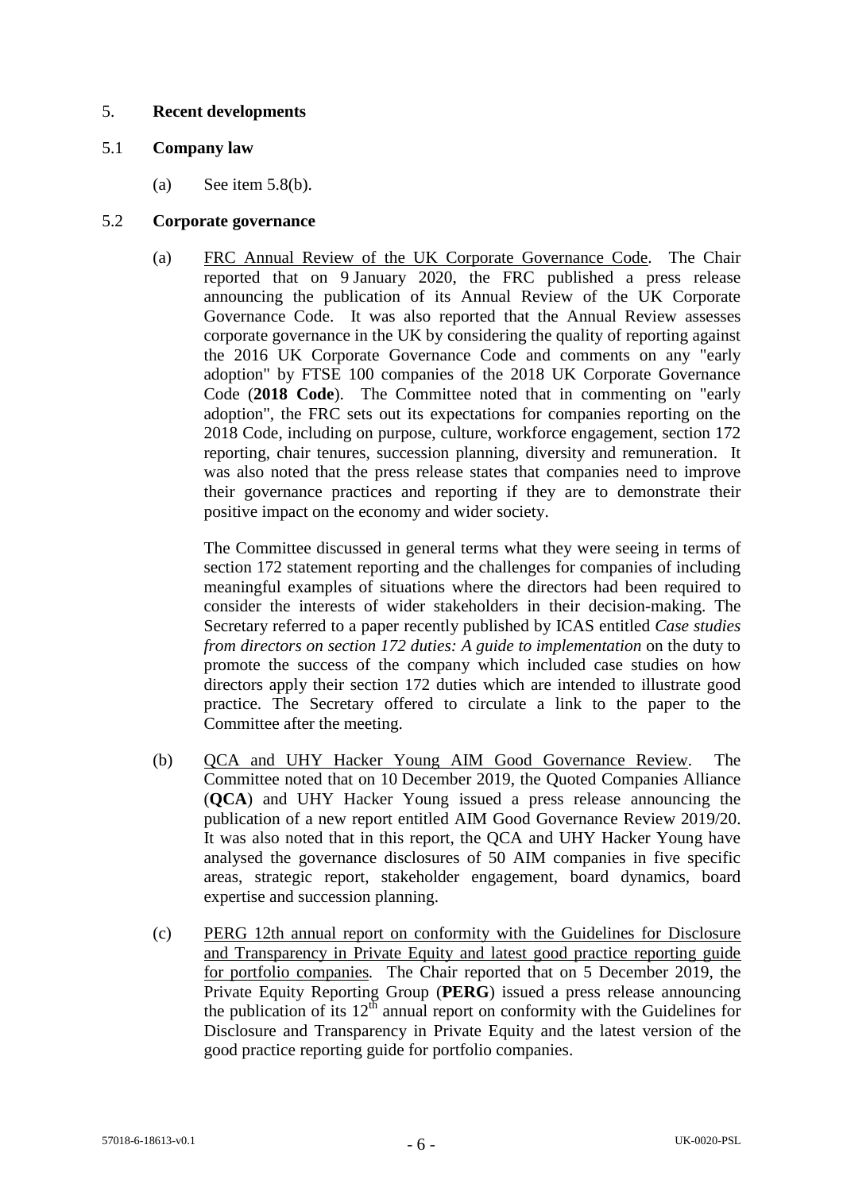## 5. **Recent developments**

### 5.1 **Company law**

(a) See item 5.8(b).

### 5.2 **Corporate governance**

(a) FRC Annual Review of the UK Corporate Governance Code. The Chair reported that on 9 January 2020, the FRC published a press release announcing the publication of its Annual Review of the UK Corporate Governance Code. It was also reported that the Annual Review assesses corporate governance in the UK by considering the quality of reporting against the 2016 UK Corporate Governance Code and comments on any "early adoption" by FTSE 100 companies of the 2018 UK Corporate Governance Code (**2018 Code**). The Committee noted that in commenting on "early adoption", the FRC sets out its expectations for companies reporting on the 2018 Code, including on purpose, culture, workforce engagement, section 172 reporting, chair tenures, succession planning, diversity and remuneration. It was also noted that the press release states that companies need to improve their governance practices and reporting if they are to demonstrate their positive impact on the economy and wider society.

The Committee discussed in general terms what they were seeing in terms of section 172 statement reporting and the challenges for companies of including meaningful examples of situations where the directors had been required to consider the interests of wider stakeholders in their decision-making. The Secretary referred to a paper recently published by ICAS entitled *Case studies from directors on section 172 duties: A guide to implementation* on the duty to promote the success of the company which included case studies on how directors apply their section 172 duties which are intended to illustrate good practice. The Secretary offered to circulate a link to the paper to the Committee after the meeting.

(b) QCA and UHY Hacker Young AIM Good Governance Review. The Committee noted that on 10 December 2019, the Quoted Companies Alliance (**QCA**) and UHY Hacker Young issued a press release announcing the publication of a new report entitled AIM Good Governance Review 2019/20. It was also noted that in this report, the QCA and UHY Hacker Young have analysed the governance disclosures of 50 AIM companies in five specific areas, strategic report, stakeholder engagement, board dynamics, board expertise and succession planning.

(c) PERG 12th annual report on conformity with the Guidelines for Disclosure and Transparency in Private Equity and latest good practice reporting guide for portfolio companies*.* The Chair reported that on 5 December 2019, the Private Equity Reporting Group (**PERG**) issued a press release announcing the publication of its 12th annual report on conformity with the Guidelines for Disclosure and Transparency in Private Equity and the latest version of the good practice reporting guide for portfolio companies.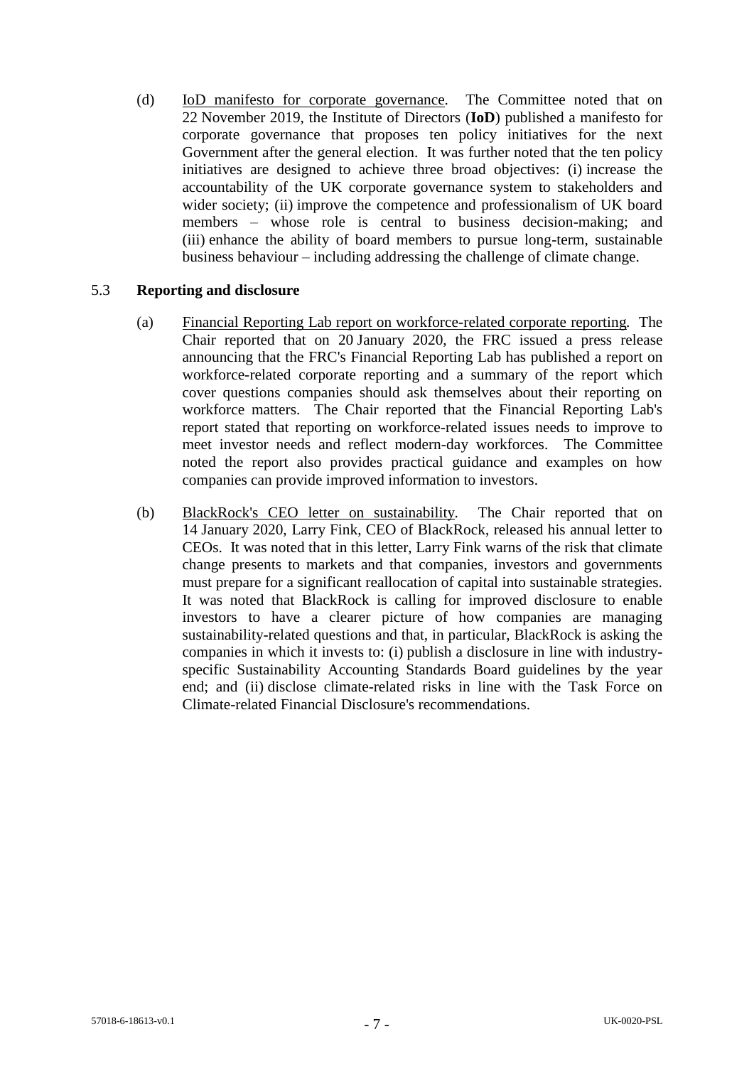(d) <u>IoD manifesto for corporate governance</u>. The Committee noted that on 22 November 2019, the Institute of Directors (**IoD**) published a manifesto for corporate governance that proposes ten policy initiatives for the next Government after the general election. It was further noted that the ten policy initiatives are designed to achieve three broad objectives: (i) increase the accountability of the UK corporate governance system to stakeholders and wider society; (ii) improve the competence and professionalism of UK board members – whose role is central to business decision-making; and (iii) enhance the ability of board members to pursue long-term, sustainable business behaviour – including addressing the challenge of climate change.

5.3 **Reporting and disclosure**

(a) <u>Financial Reporting Lab report on workforce-related corporate reporting</u>. The Chair reported that on 20 January 2020, the FRC issued a press release announcing that the FRC's Financial Reporting Lab has published a report on workforce-related corporate reporting and a summary of the report which cover questions companies should ask themselves about their reporting on workforce matters. The Chair reported that the Financial Reporting Lab's report stated that reporting on workforce-related issues needs to improve to meet investor needs and reflect modern-day workforces. The Committee noted the report also provides practical guidance and examples on how companies can provide improved information to investors.

(b) <u>BlackRock's CEO letter on sustainability</u>. The Chair reported that on 14 January 2020, Larry Fink, CEO of BlackRock, released his annual letter to CEOs. It was noted that in this letter, Larry Fink warns of the risk that climate change presents to markets and that companies, investors and governments must prepare for a significant reallocation of capital into sustainable strategies. It was noted that BlackRock is calling for improved disclosure to enable investors to have a clearer picture of how companies are managing sustainability-related questions and that, in particular, BlackRock is asking the companies in which it invests to: (i) publish a disclosure in line with industry-specific Sustainability Accounting Standards Board guidelines by the year end; and (ii) disclose climate-related risks in line with the Task Force on Climate-related Financial Disclosure's recommendations.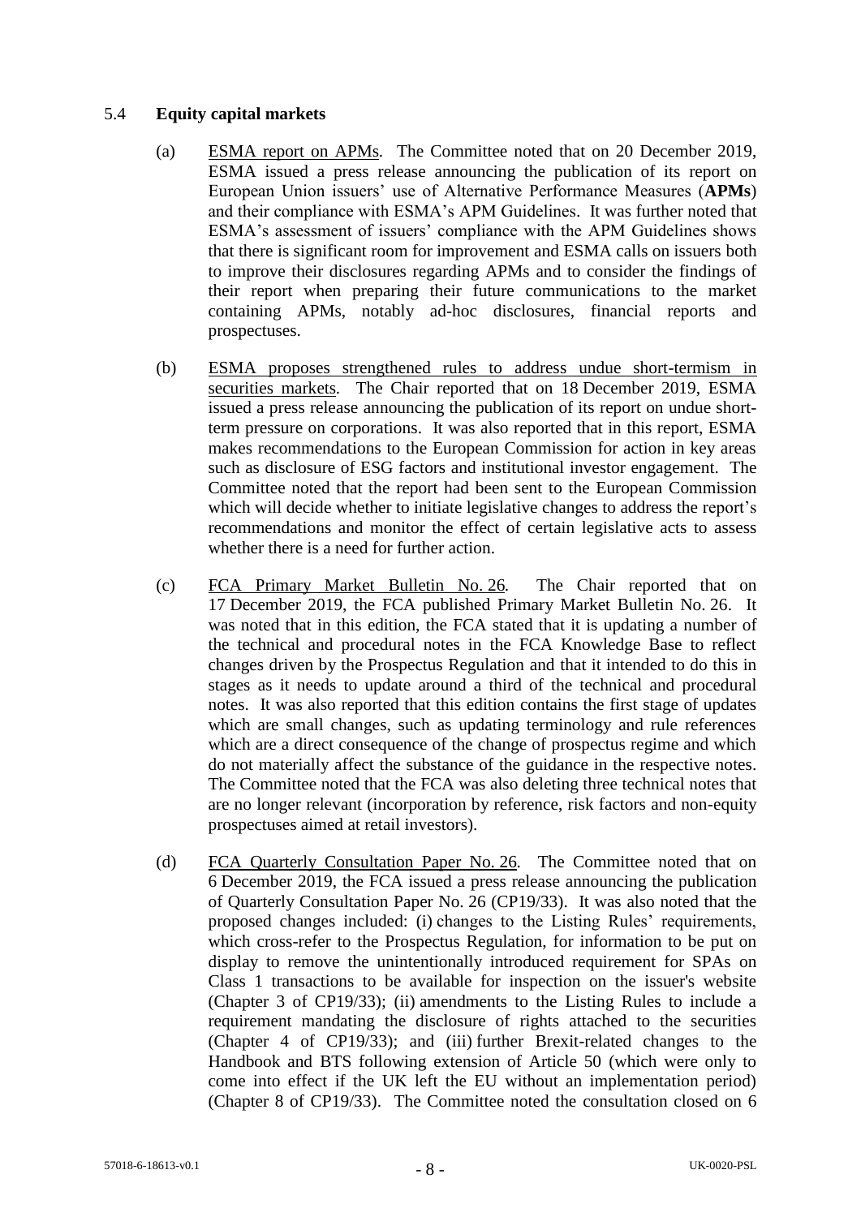## 5.4 **Equity capital markets**

(a) ESMA report on APMs. The Committee noted that on 20 December 2019, ESMA issued a press release announcing the publication of its report on European Union issuers' use of Alternative Performance Measures (**APMs**) and their compliance with ESMA's APM Guidelines. It was further noted that ESMA's assessment of issuers' compliance with the APM Guidelines shows that there is significant room for improvement and ESMA calls on issuers both to improve their disclosures regarding APMs and to consider the findings of their report when preparing their future communications to the market containing APMs, notably ad-hoc disclosures, financial reports and prospectuses.

(b) ESMA proposes strengthened rules to address undue short-termism in securities markets. The Chair reported that on 18 December 2019, ESMA issued a press release announcing the publication of its report on undue short-term pressure on corporations. It was also reported that in this report, ESMA makes recommendations to the European Commission for action in key areas such as disclosure of ESG factors and institutional investor engagement. The Committee noted that the report had been sent to the European Commission which will decide whether to initiate legislative changes to address the report's recommendations and monitor the effect of certain legislative acts to assess whether there is a need for further action.

(c) FCA Primary Market Bulletin No. 26. The Chair reported that on 17 December 2019, the FCA published Primary Market Bulletin No. 26. It was noted that in this edition, the FCA stated that it is updating a number of the technical and procedural notes in the FCA Knowledge Base to reflect changes driven by the Prospectus Regulation and that it intended to do this in stages as it needs to update around a third of the technical and procedural notes. It was also reported that this edition contains the first stage of updates which are small changes, such as updating terminology and rule references which are a direct consequence of the change of prospectus regime and which do not materially affect the substance of the guidance in the respective notes. The Committee noted that the FCA was also deleting three technical notes that are no longer relevant (incorporation by reference, risk factors and non-equity prospectuses aimed at retail investors).

(d) FCA Quarterly Consultation Paper No. 26. The Committee noted that on 6 December 2019, the FCA issued a press release announcing the publication of Quarterly Consultation Paper No. 26 (CP19/33). It was also noted that the proposed changes included: (i) changes to the Listing Rules' requirements, which cross-refer to the Prospectus Regulation, for information to be put on display to remove the unintentionally introduced requirement for SPAs on Class 1 transactions to be available for inspection on the issuer's website (Chapter 3 of CP19/33); (ii) amendments to the Listing Rules to include a requirement mandating the disclosure of rights attached to the securities (Chapter 4 of CP19/33); and (iii) further Brexit-related changes to the Handbook and BTS following extension of Article 50 (which were only to come into effect if the UK left the EU without an implementation period) (Chapter 8 of CP19/33). The Committee noted the consultation closed on 6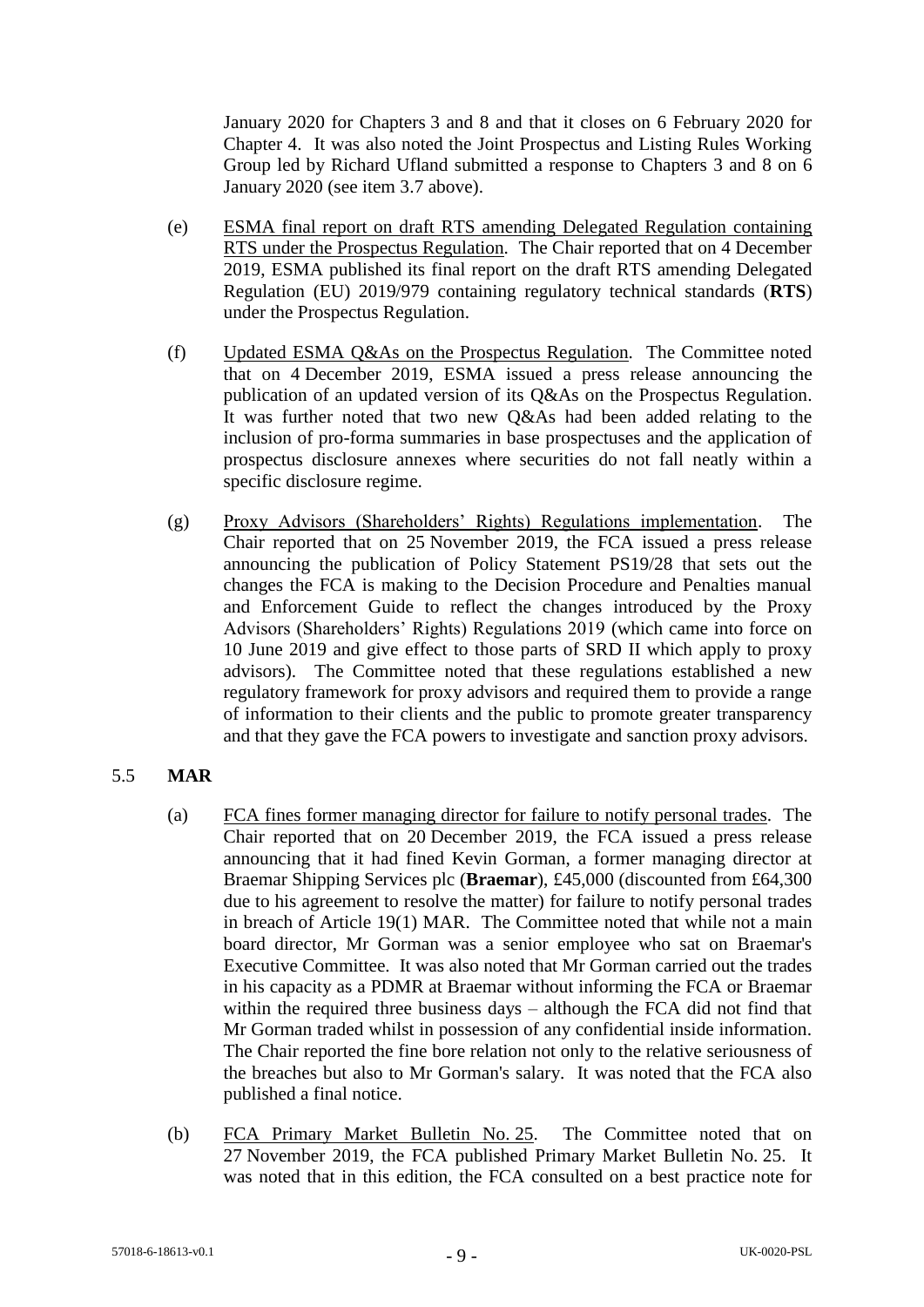January 2020 for Chapters 3 and 8 and that it closes on 6 February 2020 for Chapter 4. It was also noted the Joint Prospectus and Listing Rules Working Group led by Richard Ufland submitted a response to Chapters 3 and 8 on 6 January 2020 (see item 3.7 above).

(e) ESMA final report on draft RTS amending Delegated Regulation containing RTS under the Prospectus Regulation. The Chair reported that on 4 December 2019, ESMA published its final report on the draft RTS amending Delegated Regulation (EU) 2019/979 containing regulatory technical standards (**RTS**) under the Prospectus Regulation.

(f) Updated ESMA Q&As on the Prospectus Regulation. The Committee noted that on 4 December 2019, ESMA issued a press release announcing the publication of an updated version of its Q&As on the Prospectus Regulation. It was further noted that two new Q&As had been added relating to the inclusion of pro-forma summaries in base prospectuses and the application of prospectus disclosure annexes where securities do not fall neatly within a specific disclosure regime.

(g) Proxy Advisors (Shareholders' Rights) Regulations implementation. The Chair reported that on 25 November 2019, the FCA issued a press release announcing the publication of Policy Statement PS19/28 that sets out the changes the FCA is making to the Decision Procedure and Penalties manual and Enforcement Guide to reflect the changes introduced by the Proxy Advisors (Shareholders' Rights) Regulations 2019 (which came into force on 10 June 2019 and give effect to those parts of SRD II which apply to proxy advisors). The Committee noted that these regulations established a new regulatory framework for proxy advisors and required them to provide a range of information to their clients and the public to promote greater transparency and that they gave the FCA powers to investigate and sanction proxy advisors.

## 5.5 MAR

(a) FCA fines former managing director for failure to notify personal trades. The Chair reported that on 20 December 2019, the FCA issued a press release announcing that it had fined Kevin Gorman, a former managing director at Braemar Shipping Services plc (**Braemar**), £45,000 (discounted from £64,300 due to his agreement to resolve the matter) for failure to notify personal trades in breach of Article 19(1) MAR. The Committee noted that while not a main board director, Mr Gorman was a senior employee who sat on Braemar's Executive Committee. It was also noted that Mr Gorman carried out the trades in his capacity as a PDMR at Braemar without informing the FCA or Braemar within the required three business days – although the FCA did not find that Mr Gorman traded whilst in possession of any confidential inside information. The Chair reported the fine bore relation not only to the relative seriousness of the breaches but also to Mr Gorman's salary. It was noted that the FCA also published a final notice.

(b) FCA Primary Market Bulletin No. 25. The Committee noted that on 27 November 2019, the FCA published Primary Market Bulletin No. 25. It was noted that in this edition, the FCA consulted on a best practice note for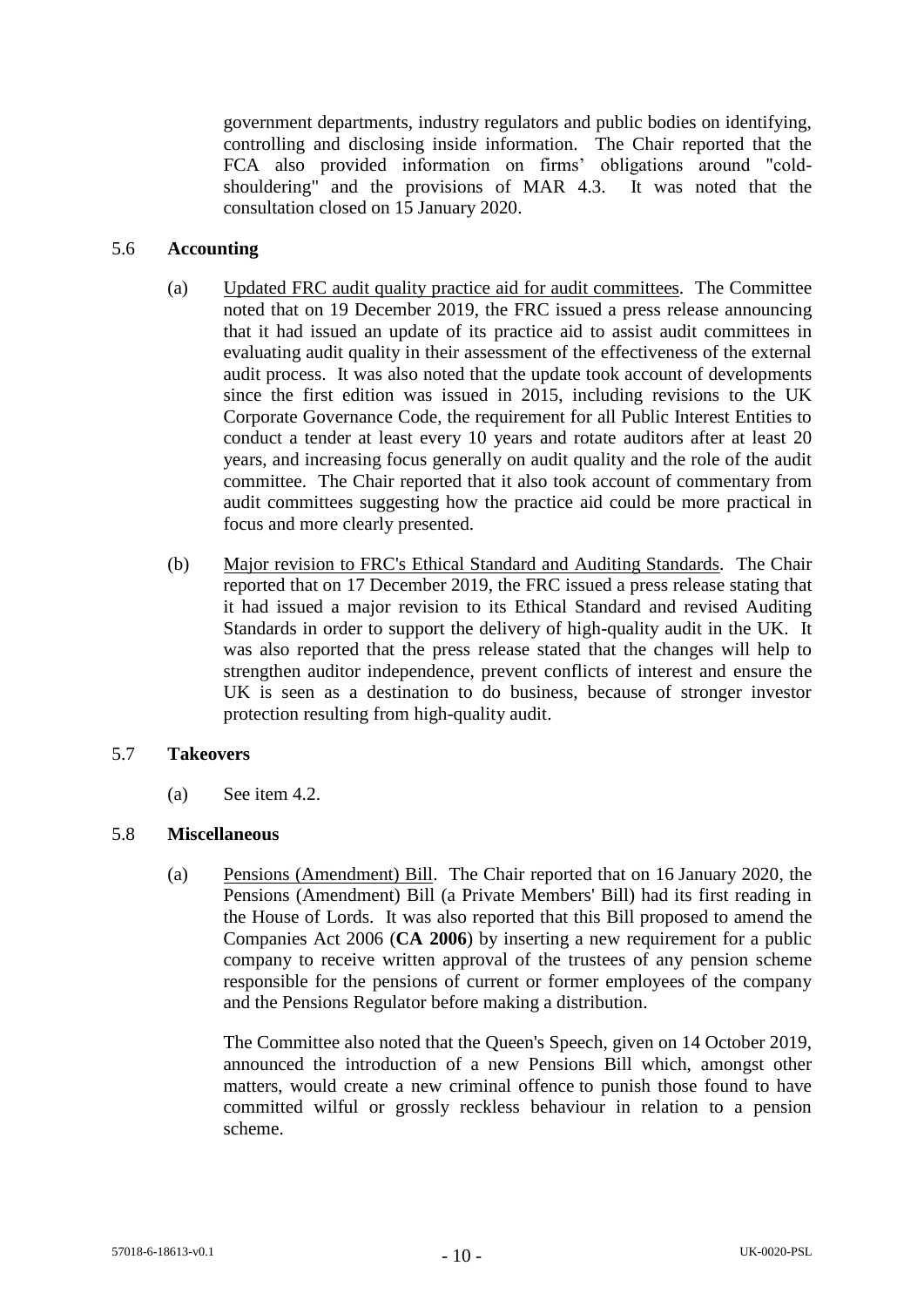government departments, industry regulators and public bodies on identifying, controlling and disclosing inside information. The Chair reported that the FCA also provided information on firms' obligations around "cold-shouldering" and the provisions of MAR 4.3. It was noted that the consultation closed on 15 January 2020.

5.6 **Accounting**

(a) Updated FRC audit quality practice aid for audit committees. The Committee noted that on 19 December 2019, the FRC issued a press release announcing that it had issued an update of its practice aid to assist audit committees in evaluating audit quality in their assessment of the effectiveness of the external audit process. It was also noted that the update took account of developments since the first edition was issued in 2015, including revisions to the UK Corporate Governance Code, the requirement for all Public Interest Entities to conduct a tender at least every 10 years and rotate auditors after at least 20 years, and increasing focus generally on audit quality and the role of the audit committee. The Chair reported that it also took account of commentary from audit committees suggesting how the practice aid could be more practical in focus and more clearly presented.

(b) Major revision to FRC's Ethical Standard and Auditing Standards. The Chair reported that on 17 December 2019, the FRC issued a press release stating that it had issued a major revision to its Ethical Standard and revised Auditing Standards in order to support the delivery of high-quality audit in the UK. It was also reported that the press release stated that the changes will help to strengthen auditor independence, prevent conflicts of interest and ensure the UK is seen as a destination to do business, because of stronger investor protection resulting from high-quality audit.

5.7 **Takeovers**

(a) See item 4.2.

5.8 **Miscellaneous**

(a) Pensions (Amendment) Bill. The Chair reported that on 16 January 2020, the Pensions (Amendment) Bill (a Private Members' Bill) had its first reading in the House of Lords. It was also reported that this Bill proposed to amend the Companies Act 2006 (**CA 2006**) by inserting a new requirement for a public company to receive written approval of the trustees of any pension scheme responsible for the pensions of current or former employees of the company and the Pensions Regulator before making a distribution.

The Committee also noted that the Queen's Speech, given on 14 October 2019, announced the introduction of a new Pensions Bill which, amongst other matters, would create a new criminal offence to punish those found to have committed wilful or grossly reckless behaviour in relation to a pension scheme.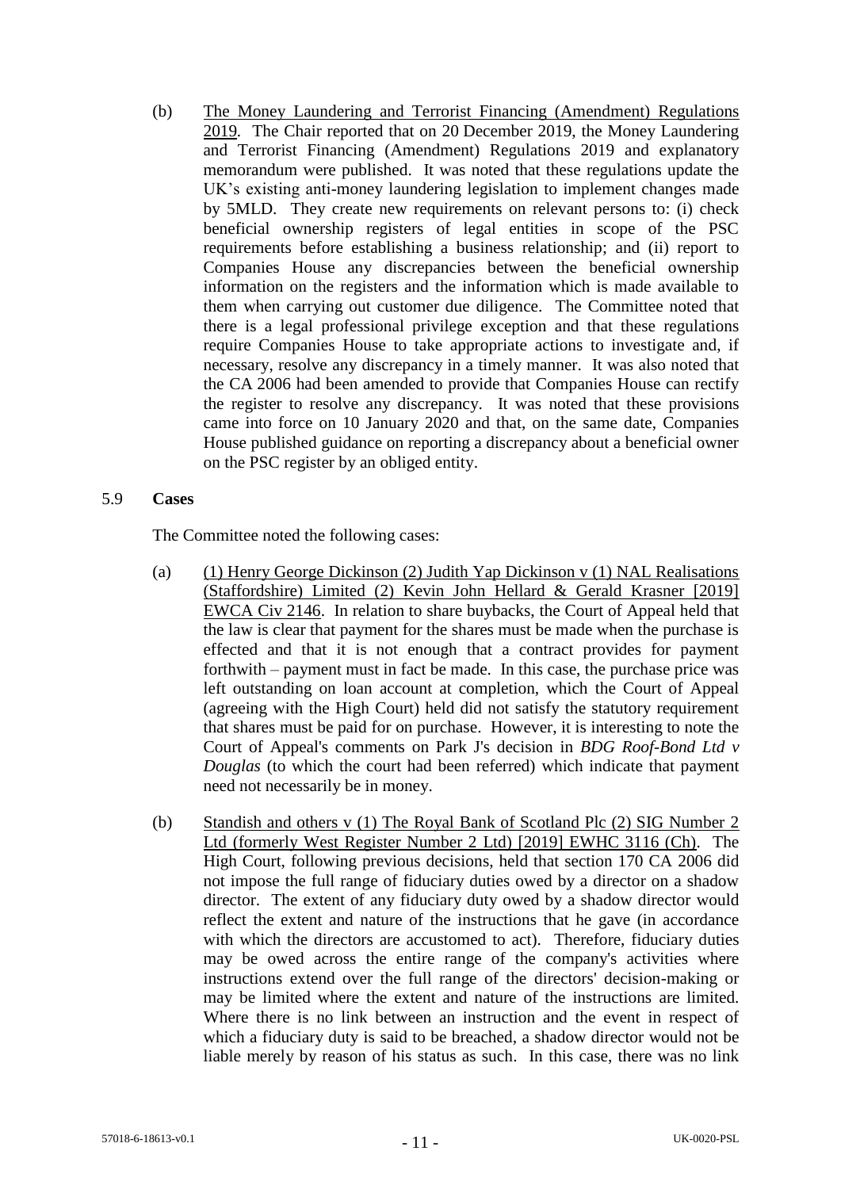(b) <u>The Money Laundering and Terrorist Financing (Amendment) Regulations 2019</u>. The Chair reported that on 20 December 2019, the Money Laundering and Terrorist Financing (Amendment) Regulations 2019 and explanatory memorandum were published. It was noted that these regulations update the UK's existing anti-money laundering legislation to implement changes made by 5MLD. They create new requirements on relevant persons to: (i) check beneficial ownership registers of legal entities in scope of the PSC requirements before establishing a business relationship; and (ii) report to Companies House any discrepancies between the beneficial ownership information on the registers and the information which is made available to them when carrying out customer due diligence. The Committee noted that there is a legal professional privilege exception and that these regulations require Companies House to take appropriate actions to investigate and, if necessary, resolve any discrepancy in a timely manner. It was also noted that the CA 2006 had been amended to provide that Companies House can rectify the register to resolve any discrepancy. It was noted that these provisions came into force on 10 January 2020 and that, on the same date, Companies House published guidance on reporting a discrepancy about a beneficial owner on the PSC register by an obliged entity.

5.9 **Cases**

The Committee noted the following cases:

(a) <u>(1) Henry George Dickinson (2) Judith Yap Dickinson v (1) NAL Realisations (Staffordshire) Limited (2) Kevin John Hellard & Gerald Krasner [2019] EWCA Civ 2146</u>. In relation to share buybacks, the Court of Appeal held that the law is clear that payment for the shares must be made when the purchase is effected and that it is not enough that a contract provides for payment forthwith – payment must in fact be made. In this case, the purchase price was left outstanding on loan account at completion, which the Court of Appeal (agreeing with the High Court) held did not satisfy the statutory requirement that shares must be paid for on purchase. However, it is interesting to note the Court of Appeal's comments on Park J's decision in *BDG Roof-Bond Ltd v Douglas* (to which the court had been referred) which indicate that payment need not necessarily be in money.

(b) <u>Standish and others v (1) The Royal Bank of Scotland Plc (2) SIG Number 2 Ltd (formerly West Register Number 2 Ltd) [2019] EWHC 3116 (Ch)</u>. The High Court, following previous decisions, held that section 170 CA 2006 did not impose the full range of fiduciary duties owed by a director on a shadow director. The extent of any fiduciary duty owed by a shadow director would reflect the extent and nature of the instructions that he gave (in accordance with which the directors are accustomed to act). Therefore, fiduciary duties may be owed across the entire range of the company's activities where instructions extend over the full range of the directors' decision-making or may be limited where the extent and nature of the instructions are limited. Where there is no link between an instruction and the event in respect of which a fiduciary duty is said to be breached, a shadow director would not be liable merely by reason of his status as such. In this case, there was no link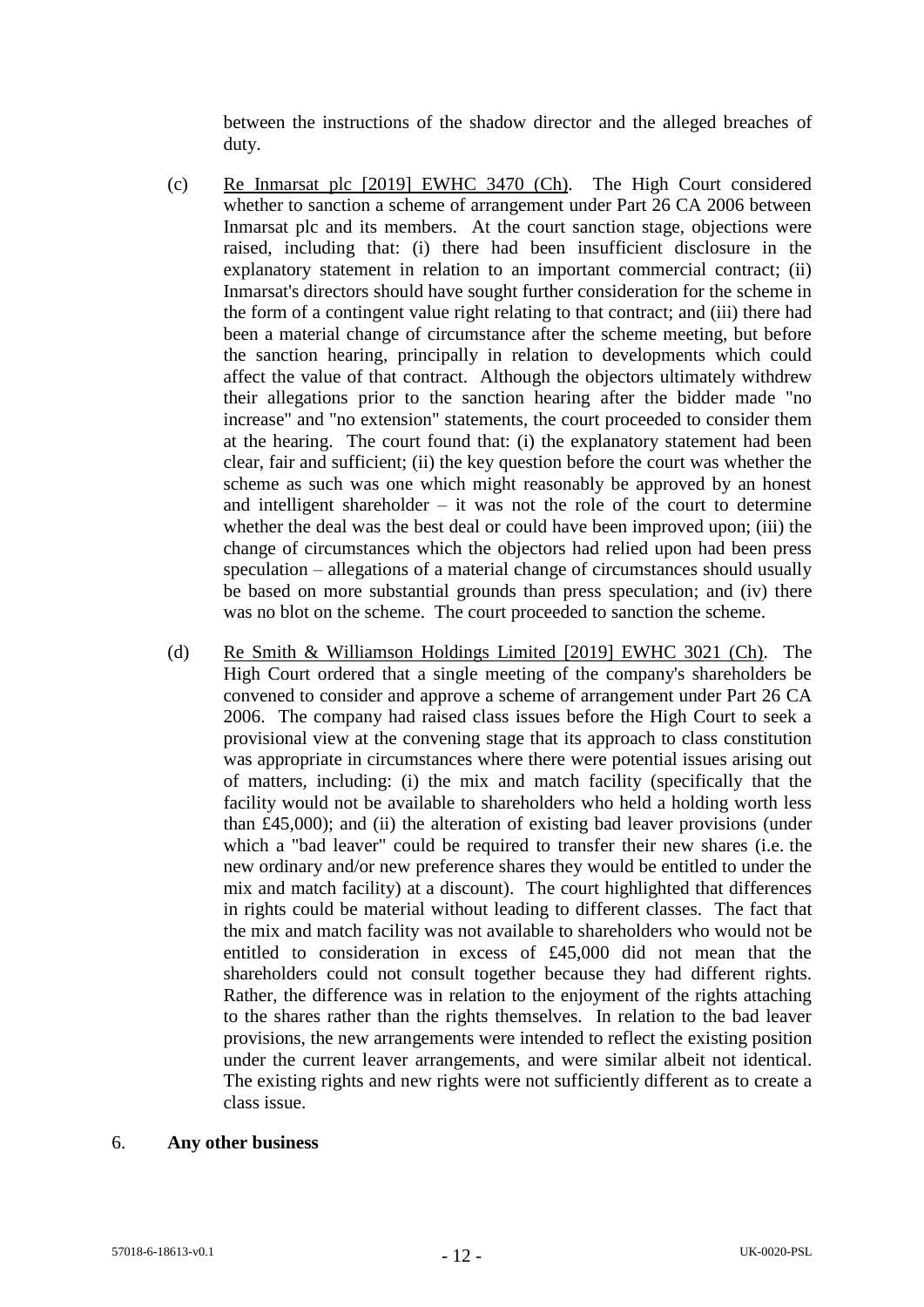between the instructions of the shadow director and the alleged breaches of duty.

(c) Re Inmarsat plc [2019] EWHC 3470 (Ch). The High Court considered whether to sanction a scheme of arrangement under Part 26 CA 2006 between Inmarsat plc and its members. At the court sanction stage, objections were raised, including that: (i) there had been insufficient disclosure in the explanatory statement in relation to an important commercial contract; (ii) Inmarsat's directors should have sought further consideration for the scheme in the form of a contingent value right relating to that contract; and (iii) there had been a material change of circumstance after the scheme meeting, but before the sanction hearing, principally in relation to developments which could affect the value of that contract. Although the objectors ultimately withdrew their allegations prior to the sanction hearing after the bidder made "no increase" and "no extension" statements, the court proceeded to consider them at the hearing. The court found that: (i) the explanatory statement had been clear, fair and sufficient; (ii) the key question before the court was whether the scheme as such was one which might reasonably be approved by an honest and intelligent shareholder – it was not the role of the court to determine whether the deal was the best deal or could have been improved upon; (iii) the change of circumstances which the objectors had relied upon had been press speculation – allegations of a material change of circumstances should usually be based on more substantial grounds than press speculation; and (iv) there was no blot on the scheme. The court proceeded to sanction the scheme.

(d) Re Smith & Williamson Holdings Limited [2019] EWHC 3021 (Ch). The High Court ordered that a single meeting of the company's shareholders be convened to consider and approve a scheme of arrangement under Part 26 CA 2006. The company had raised class issues before the High Court to seek a provisional view at the convening stage that its approach to class constitution was appropriate in circumstances where there were potential issues arising out of matters, including: (i) the mix and match facility (specifically that the facility would not be available to shareholders who held a holding worth less than £45,000); and (ii) the alteration of existing bad leaver provisions (under which a "bad leaver" could be required to transfer their new shares (i.e. the new ordinary and/or new preference shares they would be entitled to under the mix and match facility) at a discount). The court highlighted that differences in rights could be material without leading to different classes. The fact that the mix and match facility was not available to shareholders who would not be entitled to consideration in excess of £45,000 did not mean that the shareholders could not consult together because they had different rights. Rather, the difference was in relation to the enjoyment of the rights attaching to the shares rather than the rights themselves. In relation to the bad leaver provisions, the new arrangements were intended to reflect the existing position under the current leaver arrangements, and were similar albeit not identical. The existing rights and new rights were not sufficiently different as to create a class issue.

6. **Any other business**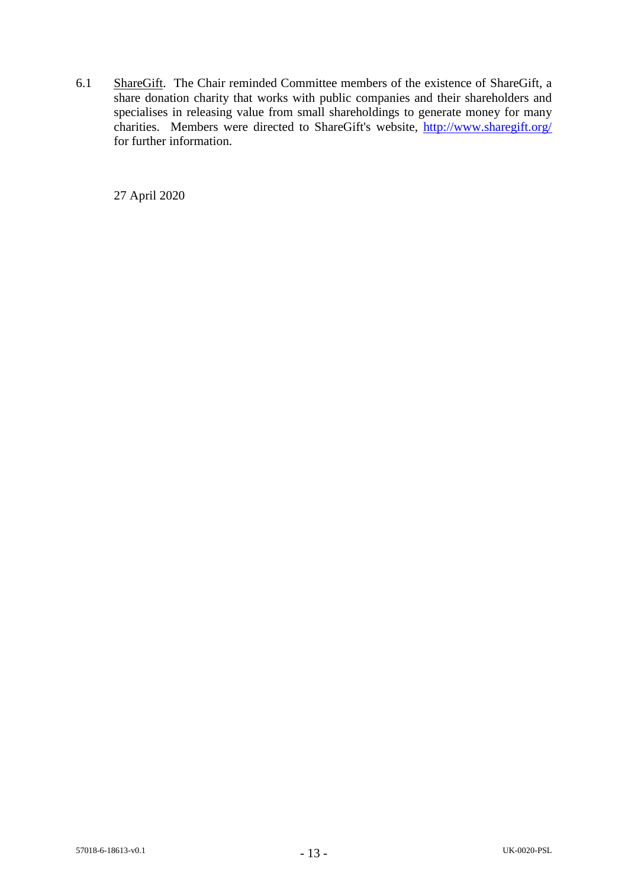6.1 ShareGift. The Chair reminded Committee members of the existence of ShareGift, a share donation charity that works with public companies and their shareholders and specialises in releasing value from small shareholdings to generate money for many charities. Members were directed to ShareGift's website, http://www.sharegift.org/ for further information.

27 April 2020

57018-6-18613-v0.1 UK-0020-PSL